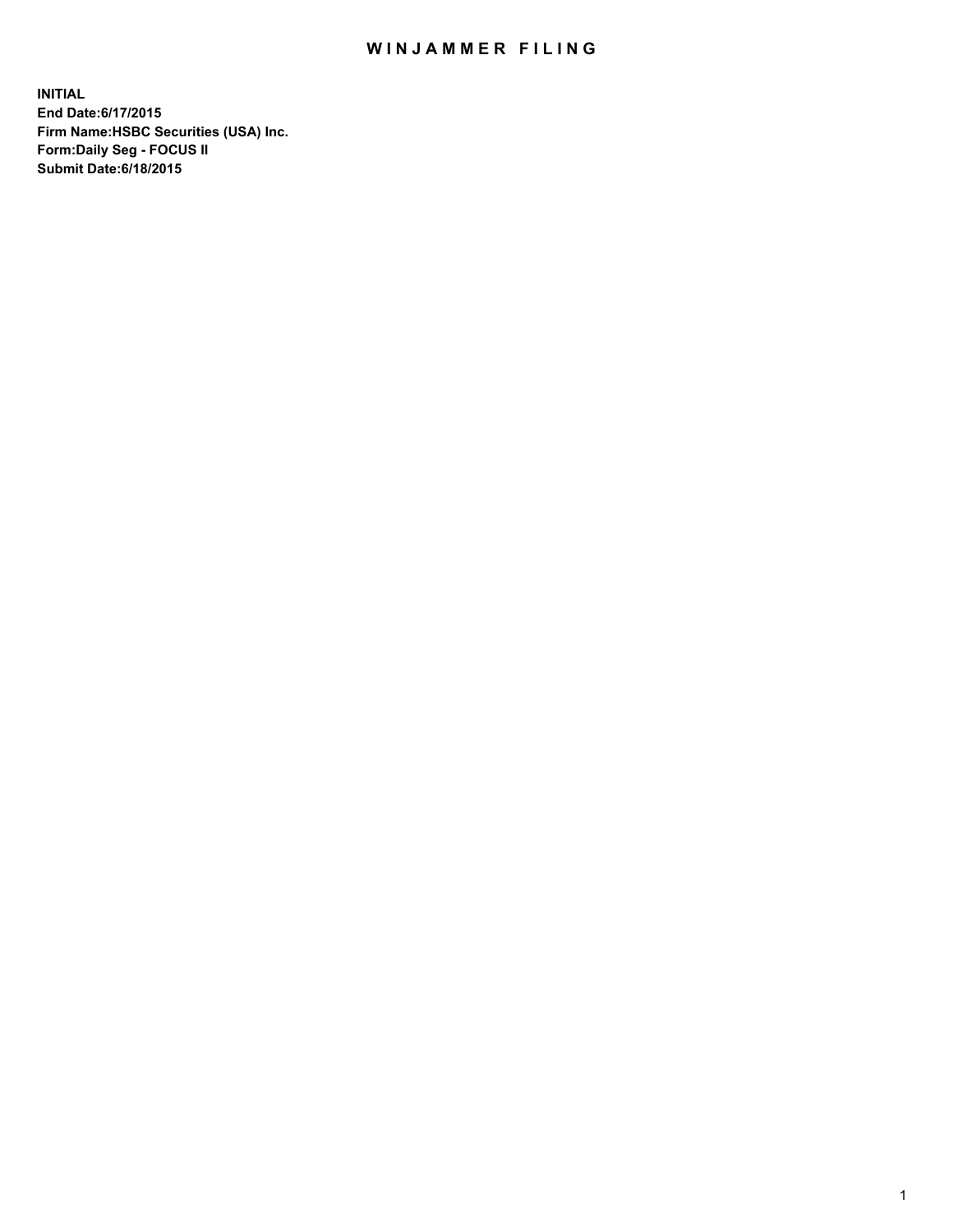# WINJAMMER FILING

**INITIAL**
**End Date:6/17/2015**
**Firm Name:HSBC Securities (USA) Inc.**
**Form:Daily Seg - FOCUS II**
**Submit Date:6/18/2015**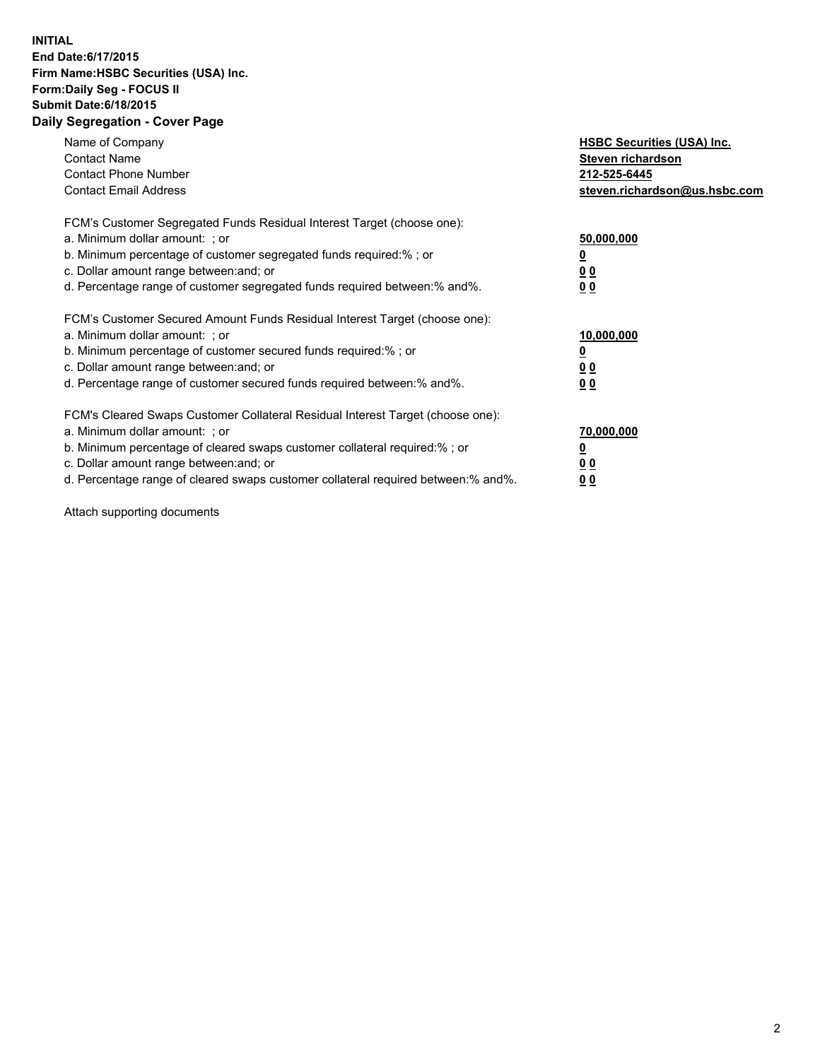**INITIAL**
**End Date:6/17/2015**
**Firm Name:HSBC Securities (USA) Inc.**
**Form:Daily Seg - FOCUS II**
**Submit Date:6/18/2015**

## Daily Segregation - Cover Page

| | |
|---|---|
| Name of Company | **HSBC Securities (USA) Inc.** |
| Contact Name | **Steven richardson** |
| Contact Phone Number | **212-525-6445** |
| Contact Email Address | **steven.richardson@us.hsbc.com** |

| | |
|---|---|
| FCM's Customer Segregated Funds Residual Interest Target (choose one): | |
| a. Minimum dollar amount: ; or | **50,000,000** |
| b. Minimum percentage of customer segregated funds required:% ; or | **0** |
| c. Dollar amount range between:and; or | **0 0** |
| d. Percentage range of customer segregated funds required between:% and%. | **0 0** |

| | |
|---|---|
| FCM's Customer Secured Amount Funds Residual Interest Target (choose one): | |
| a. Minimum dollar amount: ; or | **10,000,000** |
| b. Minimum percentage of customer secured funds required:% ; or | **0** |
| c. Dollar amount range between:and; or | **0 0** |
| d. Percentage range of customer secured funds required between:% and%. | **0 0** |

| | |
|---|---|
| FCM's Cleared Swaps Customer Collateral Residual Interest Target (choose one): | |
| a. Minimum dollar amount: ; or | **70,000,000** |
| b. Minimum percentage of cleared swaps customer collateral required:% ; or | **0** |
| c. Dollar amount range between:and; or | **0 0** |
| d. Percentage range of cleared swaps customer collateral required between:% and%. | **0 0** |

Attach supporting documents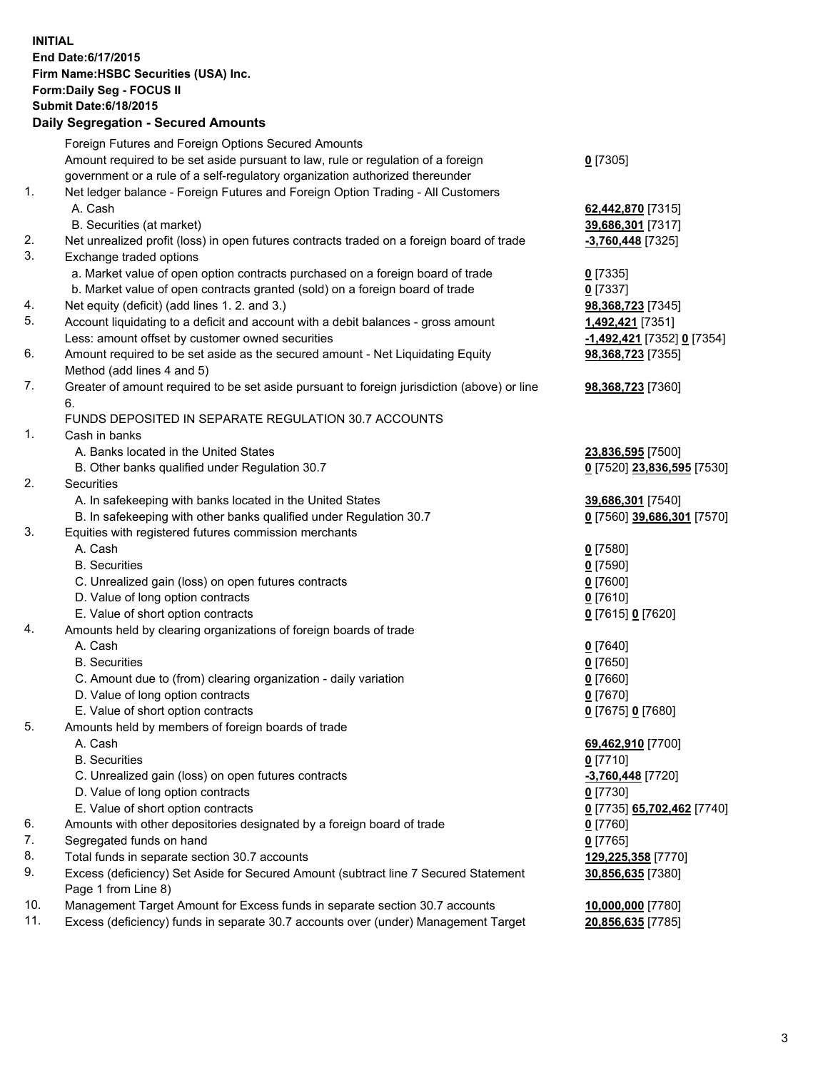**INITIAL**
**End Date:6/17/2015**
**Firm Name:HSBC Securities (USA) Inc.**
**Form:Daily Seg - FOCUS II**
**Submit Date:6/18/2015**

**Daily Segregation - Secured Amounts**

| | | |
|---|---|---|
| | Foreign Futures and Foreign Options Secured Amounts | |
| | Amount required to be set aside pursuant to law, rule or regulation of a foreign government or a rule of a self-regulatory organization authorized thereunder | 0 [7305] |
| 1. | Net ledger balance - Foreign Futures and Foreign Option Trading - All Customers | |
| | A. Cash | 62,442,870 [7315] |
| | B. Securities (at market) | 39,686,301 [7317] |
| 2. | Net unrealized profit (loss) in open futures contracts traded on a foreign board of trade | -3,760,448 [7325] |
| 3. | Exchange traded options | |
| | a. Market value of open option contracts purchased on a foreign board of trade | 0 [7335] |
| | b. Market value of open contracts granted (sold) on a foreign board of trade | 0 [7337] |
| 4. | Net equity (deficit) (add lines 1. 2. and 3.) | 98,368,723 [7345] |
| 5. | Account liquidating to a deficit and account with a debit balances - gross amount | 1,492,421 [7351] |
| | Less: amount offset by customer owned securities | -1,492,421 [7352] 0 [7354] |
| 6. | Amount required to be set aside as the secured amount - Net Liquidating Equity Method (add lines 4 and 5) | 98,368,723 [7355] |
| 7. | Greater of amount required to be set aside pursuant to foreign jurisdiction (above) or line 6. | 98,368,723 [7360] |
| | FUNDS DEPOSITED IN SEPARATE REGULATION 30.7 ACCOUNTS | |
| 1. | Cash in banks | |
| | A. Banks located in the United States | 23,836,595 [7500] |
| | B. Other banks qualified under Regulation 30.7 | 0 [7520] 23,836,595 [7530] |
| 2. | Securities | |
| | A. In safekeeping with banks located in the United States | 39,686,301 [7540] |
| | B. In safekeeping with other banks qualified under Regulation 30.7 | 0 [7560] 39,686,301 [7570] |
| 3. | Equities with registered futures commission merchants | |
| | A. Cash | 0 [7580] |
| | B. Securities | 0 [7590] |
| | C. Unrealized gain (loss) on open futures contracts | 0 [7600] |
| | D. Value of long option contracts | 0 [7610] |
| | E. Value of short option contracts | 0 [7615] 0 [7620] |
| 4. | Amounts held by clearing organizations of foreign boards of trade | |
| | A. Cash | 0 [7640] |
| | B. Securities | 0 [7650] |
| | C. Amount due to (from) clearing organization - daily variation | 0 [7660] |
| | D. Value of long option contracts | 0 [7670] |
| | E. Value of short option contracts | 0 [7675] 0 [7680] |
| 5. | Amounts held by members of foreign boards of trade | |
| | A. Cash | 69,462,910 [7700] |
| | B. Securities | 0 [7710] |
| | C. Unrealized gain (loss) on open futures contracts | -3,760,448 [7720] |
| | D. Value of long option contracts | 0 [7730] |
| | E. Value of short option contracts | 0 [7735] 65,702,462 [7740] |
| 6. | Amounts with other depositories designated by a foreign board of trade | 0 [7760] |
| 7. | Segregated funds on hand | 0 [7765] |
| 8. | Total funds in separate section 30.7 accounts | 129,225,358 [7770] |
| 9. | Excess (deficiency) Set Aside for Secured Amount (subtract line 7 Secured Statement Page 1 from Line 8) | 30,856,635 [7380] |
| 10. | Management Target Amount for Excess funds in separate section 30.7 accounts | 10,000,000 [7780] |
| 11. | Excess (deficiency) funds in separate 30.7 accounts over (under) Management Target | 20,856,635 [7785] |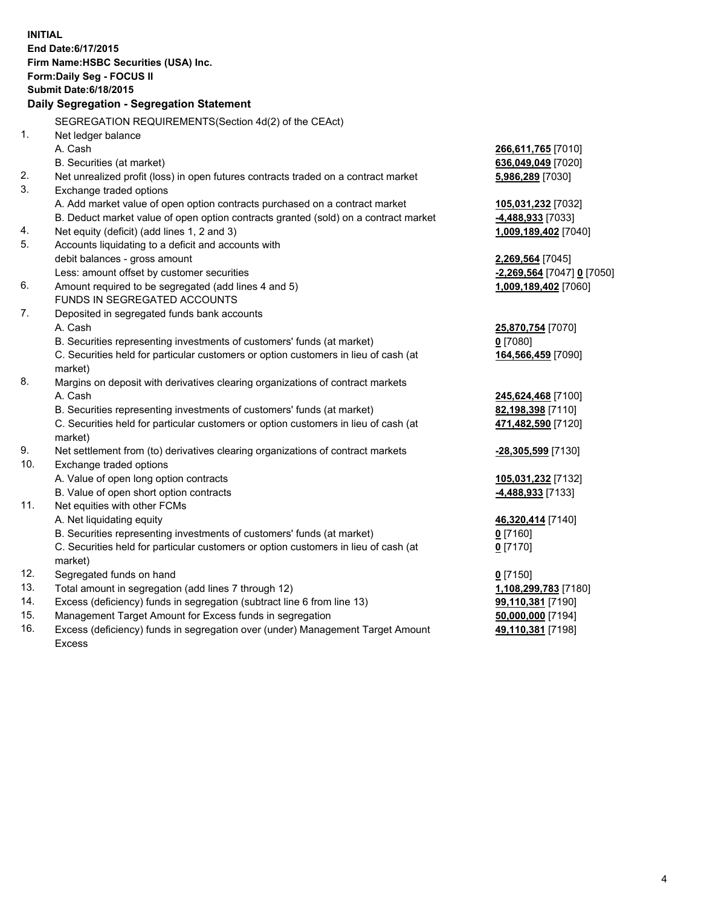**INITIAL**
**End Date:6/17/2015**
**Firm Name:HSBC Securities (USA) Inc.**
**Form:Daily Seg - FOCUS II**
**Submit Date:6/18/2015**

### Daily Segregation - Segregation Statement

| | | |
|---|---|---|
| | SEGREGATION REQUIREMENTS(Section 4d(2) of the CEAct) | |
| 1. | Net ledger balance | |
| | A. Cash | **266,611,765** [7010] |
| | B. Securities (at market) | **636,049,049** [7020] |
| 2. | Net unrealized profit (loss) in open futures contracts traded on a contract market | **5,986,289** [7030] |
| 3. | Exchange traded options | |
| | A. Add market value of open option contracts purchased on a contract market | **105,031,232** [7032] |
| | B. Deduct market value of open option contracts granted (sold) on a contract market | **-4,488,933** [7033] |
| 4. | Net equity (deficit) (add lines 1, 2 and 3) | **1,009,189,402** [7040] |
| 5. | Accounts liquidating to a deficit and accounts with | |
| | debit balances - gross amount | **2,269,564** [7045] |
| | Less: amount offset by customer securities | **-2,269,564** [7047] **0** [7050] |
| 6. | Amount required to be segregated (add lines 4 and 5) | **1,009,189,402** [7060] |
| | FUNDS IN SEGREGATED ACCOUNTS | |
| 7. | Deposited in segregated funds bank accounts | |
| | A. Cash | **25,870,754** [7070] |
| | B. Securities representing investments of customers' funds (at market) | **0** [7080] |
| | C. Securities held for particular customers or option customers in lieu of cash (at market) | **164,566,459** [7090] |
| 8. | Margins on deposit with derivatives clearing organizations of contract markets | |
| | A. Cash | **245,624,468** [7100] |
| | B. Securities representing investments of customers' funds (at market) | **82,198,398** [7110] |
| | C. Securities held for particular customers or option customers in lieu of cash (at market) | **471,482,590** [7120] |
| 9. | Net settlement from (to) derivatives clearing organizations of contract markets | **-28,305,599** [7130] |
| 10. | Exchange traded options | |
| | A. Value of open long option contracts | **105,031,232** [7132] |
| | B. Value of open short option contracts | **-4,488,933** [7133] |
| 11. | Net equities with other FCMs | |
| | A. Net liquidating equity | **46,320,414** [7140] |
| | B. Securities representing investments of customers' funds (at market) | **0** [7160] |
| | C. Securities held for particular customers or option customers in lieu of cash (at market) | **0** [7170] |
| 12. | Segregated funds on hand | **0** [7150] |
| 13. | Total amount in segregation (add lines 7 through 12) | **1,108,299,783** [7180] |
| 14. | Excess (deficiency) funds in segregation (subtract line 6 from line 13) | **99,110,381** [7190] |
| 15. | Management Target Amount for Excess funds in segregation | **50,000,000** [7194] |
| 16. | Excess (deficiency) funds in segregation over (under) Management Target Amount Excess | **49,110,381** [7198] |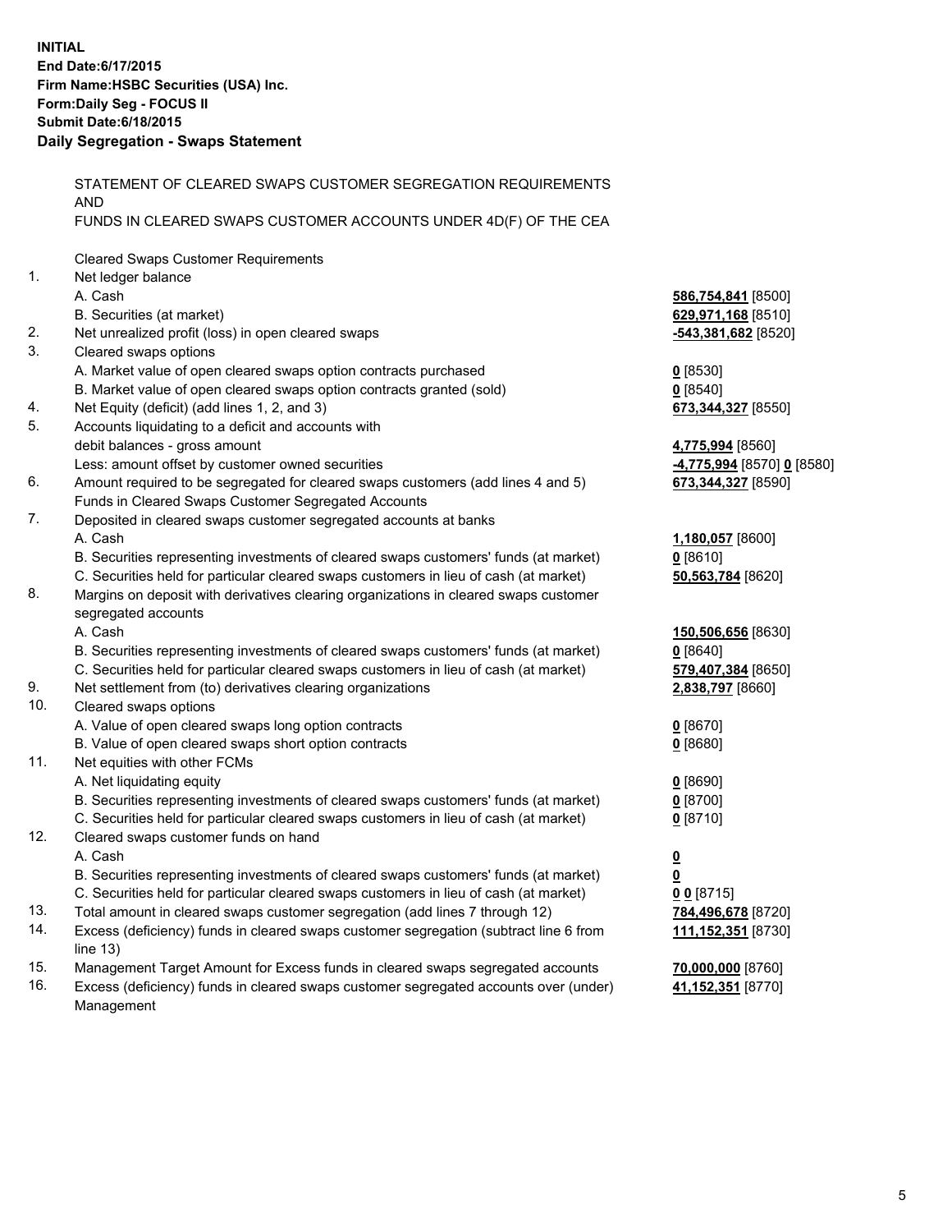**INITIAL**
**End Date:6/17/2015**
**Firm Name:HSBC Securities (USA) Inc.**
**Form:Daily Seg - FOCUS II**
**Submit Date:6/18/2015**
**Daily Segregation - Swaps Statement**

STATEMENT OF CLEARED SWAPS CUSTOMER SEGREGATION REQUIREMENTS AND FUNDS IN CLEARED SWAPS CUSTOMER ACCOUNTS UNDER 4D(F) OF THE CEA

| | | |
|---|---|---|
| | Cleared Swaps Customer Requirements | |
| 1. | Net ledger balance | |
| | A. Cash | **586,754,841** [8500] |
| | B. Securities (at market) | **629,971,168** [8510] |
| 2. | Net unrealized profit (loss) in open cleared swaps | **-543,381,682** [8520] |
| 3. | Cleared swaps options | |
| | A. Market value of open cleared swaps option contracts purchased | **0** [8530] |
| | B. Market value of open cleared swaps option contracts granted (sold) | **0** [8540] |
| 4. | Net Equity (deficit) (add lines 1, 2, and 3) | **673,344,327** [8550] |
| 5. | Accounts liquidating to a deficit and accounts with debit balances - gross amount | **4,775,994** [8560] |
| | Less: amount offset by customer owned securities | **-4,775,994** [8570] **0** [8580] |
| 6. | Amount required to be segregated for cleared swaps customers (add lines 4 and 5) | **673,344,327** [8590] |
| | Funds in Cleared Swaps Customer Segregated Accounts | |
| 7. | Deposited in cleared swaps customer segregated accounts at banks | |
| | A. Cash | **1,180,057** [8600] |
| | B. Securities representing investments of cleared swaps customers' funds (at market) | **0** [8610] |
| | C. Securities held for particular cleared swaps customers in lieu of cash (at market) | **50,563,784** [8620] |
| 8. | Margins on deposit with derivatives clearing organizations in cleared swaps customer segregated accounts | |
| | A. Cash | **150,506,656** [8630] |
| | B. Securities representing investments of cleared swaps customers' funds (at market) | **0** [8640] |
| | C. Securities held for particular cleared swaps customers in lieu of cash (at market) | **579,407,384** [8650] |
| 9. | Net settlement from (to) derivatives clearing organizations | **2,838,797** [8660] |
| 10. | Cleared swaps options | |
| | A. Value of open cleared swaps long option contracts | **0** [8670] |
| | B. Value of open cleared swaps short option contracts | **0** [8680] |
| 11. | Net equities with other FCMs | |
| | A. Net liquidating equity | **0** [8690] |
| | B. Securities representing investments of cleared swaps customers' funds (at market) | **0** [8700] |
| | C. Securities held for particular cleared swaps customers in lieu of cash (at market) | **0** [8710] |
| 12. | Cleared swaps customer funds on hand | |
| | A. Cash | **0** |
| | B. Securities representing investments of cleared swaps customers' funds (at market) | **0** |
| | C. Securities held for particular cleared swaps customers in lieu of cash (at market) | **0** **0** [8715] |
| 13. | Total amount in cleared swaps customer segregation (add lines 7 through 12) | **784,496,678** [8720] |
| 14. | Excess (deficiency) funds in cleared swaps customer segregation (subtract line 6 from line 13) | **111,152,351** [8730] |
| 15. | Management Target Amount for Excess funds in cleared swaps segregated accounts | **70,000,000** [8760] |
| 16. | Excess (deficiency) funds in cleared swaps customer segregated accounts over (under) Management | **41,152,351** [8770] |